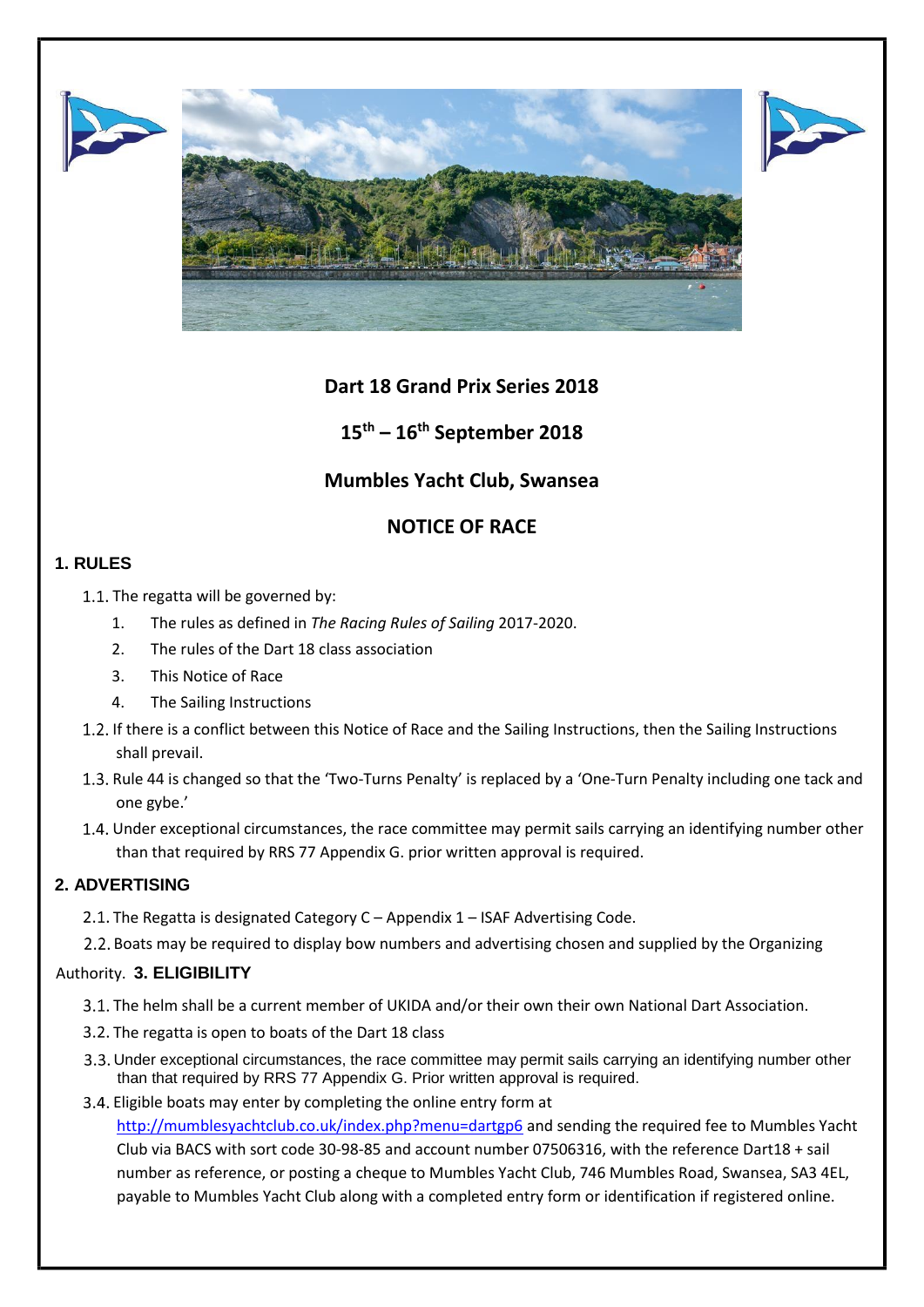**Dart 18 Grand Prix Series 2018**

**15th – 16th September 2018**

**Mumbles Yacht Club, Swansea**

**NOTICE OF RACE**

## 1. RULES

1.1. The regatta will be governed by:

1. The rules as defined in *The Racing Rules of Sailing* 2017-2020.
2. The rules of the Dart 18 class association
3. This Notice of Race
4. The Sailing Instructions

1.2. If there is a conflict between this Notice of Race and the Sailing Instructions, then the Sailing Instructions shall prevail.

1.3. Rule 44 is changed so that the 'Two-Turns Penalty' is replaced by a 'One-Turn Penalty including one tack and one gybe.'

1.4. Under exceptional circumstances, the race committee may permit sails carrying an identifying number other than that required by RRS 77 Appendix G. prior written approval is required.

## 2. ADVERTISING

2.1. The Regatta is designated Category C – Appendix 1 – ISAF Advertising Code.

2.2. Boats may be required to display bow numbers and advertising chosen and supplied by the Organizing Authority.

## 3. ELIGIBILITY

3.1. The helm shall be a current member of UKIDA and/or their own their own National Dart Association.

3.2. The regatta is open to boats of the Dart 18 class

3.3. Under exceptional circumstances, the race committee may permit sails carrying an identifying number other than that required by RRS 77 Appendix G. Prior written approval is required.

3.4. Eligible boats may enter by completing the online entry form at http://mumblesyachtclub.co.uk/index.php?menu=dartgp6 and sending the required fee to Mumbles Yacht Club via BACS with sort code 30-98-85 and account number 07506316, with the reference Dart18 + sail number as reference, or posting a cheque to Mumbles Yacht Club, 746 Mumbles Road, Swansea, SA3 4EL, payable to Mumbles Yacht Club along with a completed entry form or identification if registered online.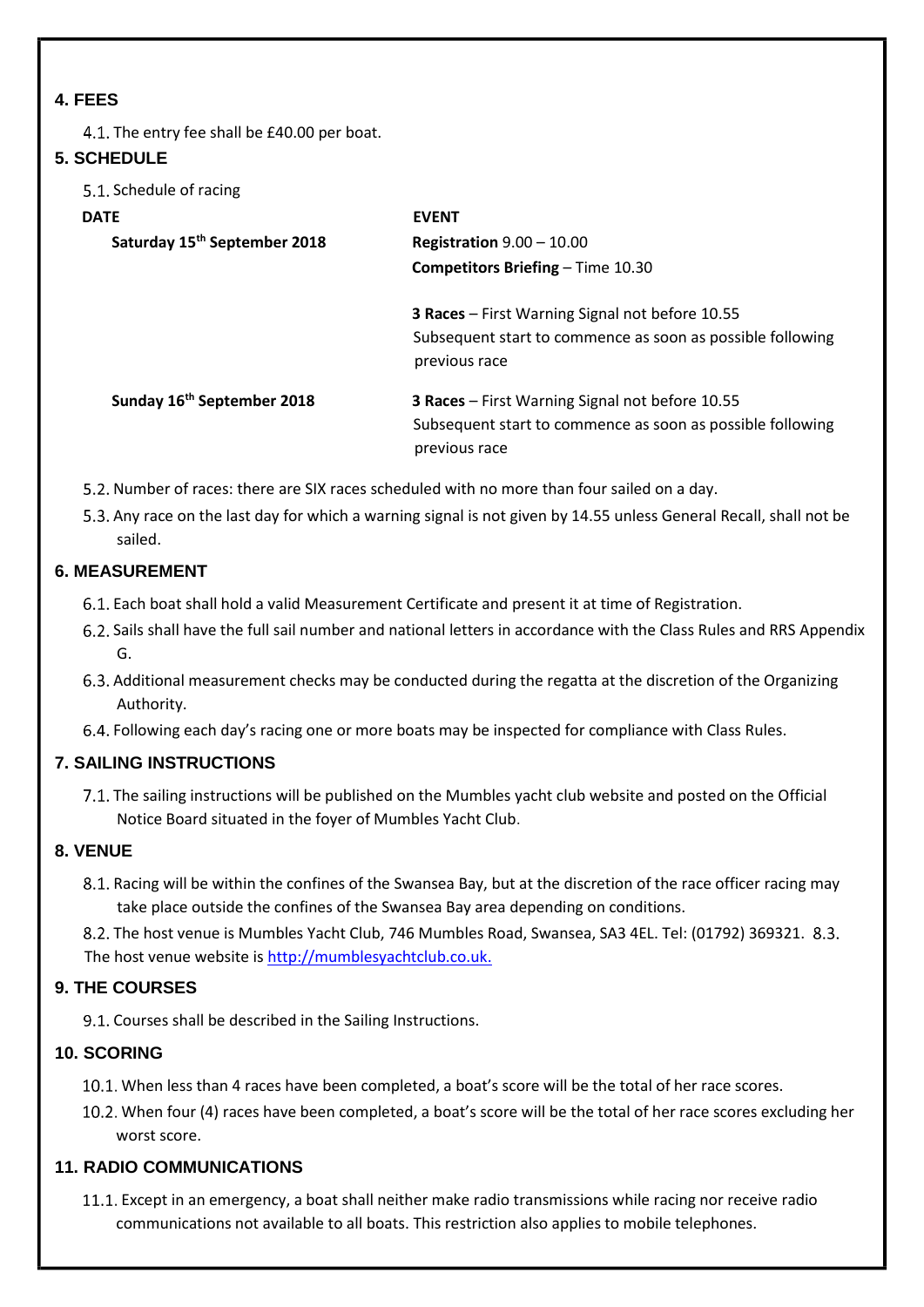## 4. FEES

4.1. The entry fee shall be £40.00 per boat.

## 5. SCHEDULE

5.1. Schedule of racing

| DATE | EVENT |
|---|---|
| **Saturday 15th September 2018** | **Registration** 9.00 – 10.00<br>**Competitors Briefing** – Time 10.30<br><br>**3 Races** – First Warning Signal not before 10.55<br>Subsequent start to commence as soon as possible following previous race |
| **Sunday 16th September 2018** | **3 Races** – First Warning Signal not before 10.55<br>Subsequent start to commence as soon as possible following previous race |

5.2. Number of races: there are SIX races scheduled with no more than four sailed on a day.

5.3. Any race on the last day for which a warning signal is not given by 14.55 unless General Recall, shall not be sailed.

## 6. MEASUREMENT

6.1. Each boat shall hold a valid Measurement Certificate and present it at time of Registration.

6.2. Sails shall have the full sail number and national letters in accordance with the Class Rules and RRS Appendix G.

6.3. Additional measurement checks may be conducted during the regatta at the discretion of the Organizing Authority.

6.4. Following each day's racing one or more boats may be inspected for compliance with Class Rules.

## 7. SAILING INSTRUCTIONS

7.1. The sailing instructions will be published on the Mumbles yacht club website and posted on the Official Notice Board situated in the foyer of Mumbles Yacht Club.

## 8. VENUE

8.1. Racing will be within the confines of the Swansea Bay, but at the discretion of the race officer racing may take place outside the confines of the Swansea Bay area depending on conditions.

8.2. The host venue is Mumbles Yacht Club, 746 Mumbles Road, Swansea, SA3 4EL. Tel: (01792) 369321.

8.3. The host venue website is http://mumblesyachtclub.co.uk.

## 9. THE COURSES

9.1. Courses shall be described in the Sailing Instructions.

## 10. SCORING

10.1. When less than 4 races have been completed, a boat's score will be the total of her race scores.

10.2. When four (4) races have been completed, a boat's score will be the total of her race scores excluding her worst score.

## 11. RADIO COMMUNICATIONS

11.1. Except in an emergency, a boat shall neither make radio transmissions while racing nor receive radio communications not available to all boats. This restriction also applies to mobile telephones.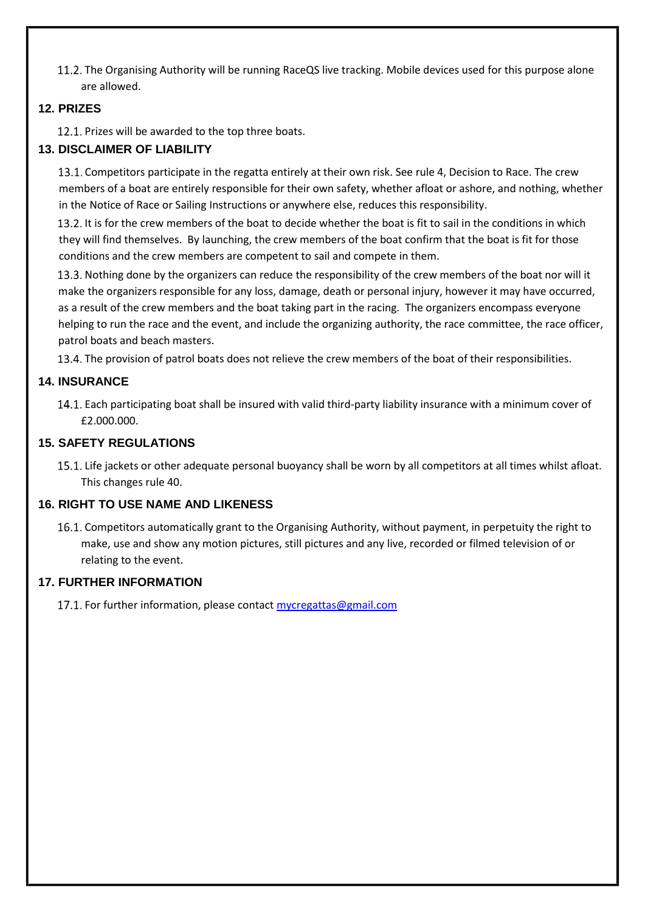11.2. The Organising Authority will be running RaceQS live tracking. Mobile devices used for this purpose alone are allowed.

## 12. PRIZES

12.1. Prizes will be awarded to the top three boats.

## 13. DISCLAIMER OF LIABILITY

13.1. Competitors participate in the regatta entirely at their own risk. See rule 4, Decision to Race. The crew members of a boat are entirely responsible for their own safety, whether afloat or ashore, and nothing, whether in the Notice of Race or Sailing Instructions or anywhere else, reduces this responsibility.

13.2. It is for the crew members of the boat to decide whether the boat is fit to sail in the conditions in which they will find themselves. By launching, the crew members of the boat confirm that the boat is fit for those conditions and the crew members are competent to sail and compete in them.

13.3. Nothing done by the organizers can reduce the responsibility of the crew members of the boat nor will it make the organizers responsible for any loss, damage, death or personal injury, however it may have occurred, as a result of the crew members and the boat taking part in the racing. The organizers encompass everyone helping to run the race and the event, and include the organizing authority, the race committee, the race officer, patrol boats and beach masters.

13.4. The provision of patrol boats does not relieve the crew members of the boat of their responsibilities.

## 14. INSURANCE

14.1. Each participating boat shall be insured with valid third-party liability insurance with a minimum cover of £2.000.000.

## 15. SAFETY REGULATIONS

15.1. Life jackets or other adequate personal buoyancy shall be worn by all competitors at all times whilst afloat. This changes rule 40.

## 16. RIGHT TO USE NAME AND LIKENESS

16.1. Competitors automatically grant to the Organising Authority, without payment, in perpetuity the right to make, use and show any motion pictures, still pictures and any live, recorded or filmed television of or relating to the event.

## 17. FURTHER INFORMATION

17.1. For further information, please contact [mycregattas@gmail.com](mailto:mycregattas@gmail.com)